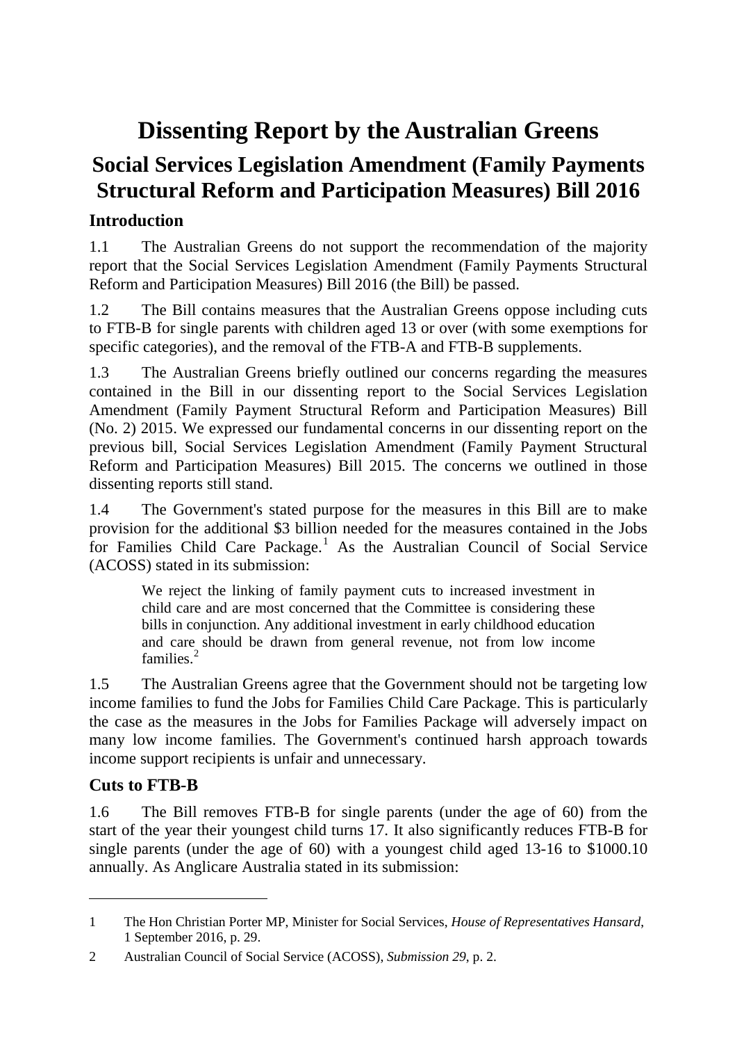# Dissenting Report by the Australian Greens

## Social Services Legislation Amendment (Family Payments Structural Reform and Participation Measures) Bill 2016

### Introduction

1.1 The Australian Greens do not support the recommendation of the majority report that the Social Services Legislation Amendment (Family Payments Structural Reform and Participation Measures) Bill 2016 (the Bill) be passed.

1.2 The Bill contains measures that the Australian Greens oppose including cuts to FTB-B for single parents with children aged 13 or over (with some exemptions for specific categories), and the removal of the FTB-A and FTB-B supplements.

1.3 The Australian Greens briefly outlined our concerns regarding the measures contained in the Bill in our dissenting report to the Social Services Legislation Amendment (Family Payment Structural Reform and Participation Measures) Bill (No. 2) 2015. We expressed our fundamental concerns in our dissenting report on the previous bill, Social Services Legislation Amendment (Family Payment Structural Reform and Participation Measures) Bill 2015. The concerns we outlined in those dissenting reports still stand.

1.4 The Government's stated purpose for the measures in this Bill are to make provision for the additional \$3 billion needed for the measures contained in the Jobs for Families Child Care Package.[1] As the Australian Council of Social Service (ACOSS) stated in its submission:

> We reject the linking of family payment cuts to increased investment in child care and are most concerned that the Committee is considering these bills in conjunction. Any additional investment in early childhood education and care should be drawn from general revenue, not from low income families.[2]

1.5 The Australian Greens agree that the Government should not be targeting low income families to fund the Jobs for Families Child Care Package. This is particularly the case as the measures in the Jobs for Families Package will adversely impact on many low income families. The Government's continued harsh approach towards income support recipients is unfair and unnecessary.

### Cuts to FTB-B

1.6 The Bill removes FTB-B for single parents (under the age of 60) from the start of the year their youngest child turns 17. It also significantly reduces FTB-B for single parents (under the age of 60) with a youngest child aged 13-16 to \$1000.10 annually. As Anglicare Australia stated in its submission:

---

1 The Hon Christian Porter MP, Minister for Social Services, *House of Representatives Hansard*, 1 September 2016, p. 29.

2 Australian Council of Social Service (ACOSS), *Submission 29*, p. 2.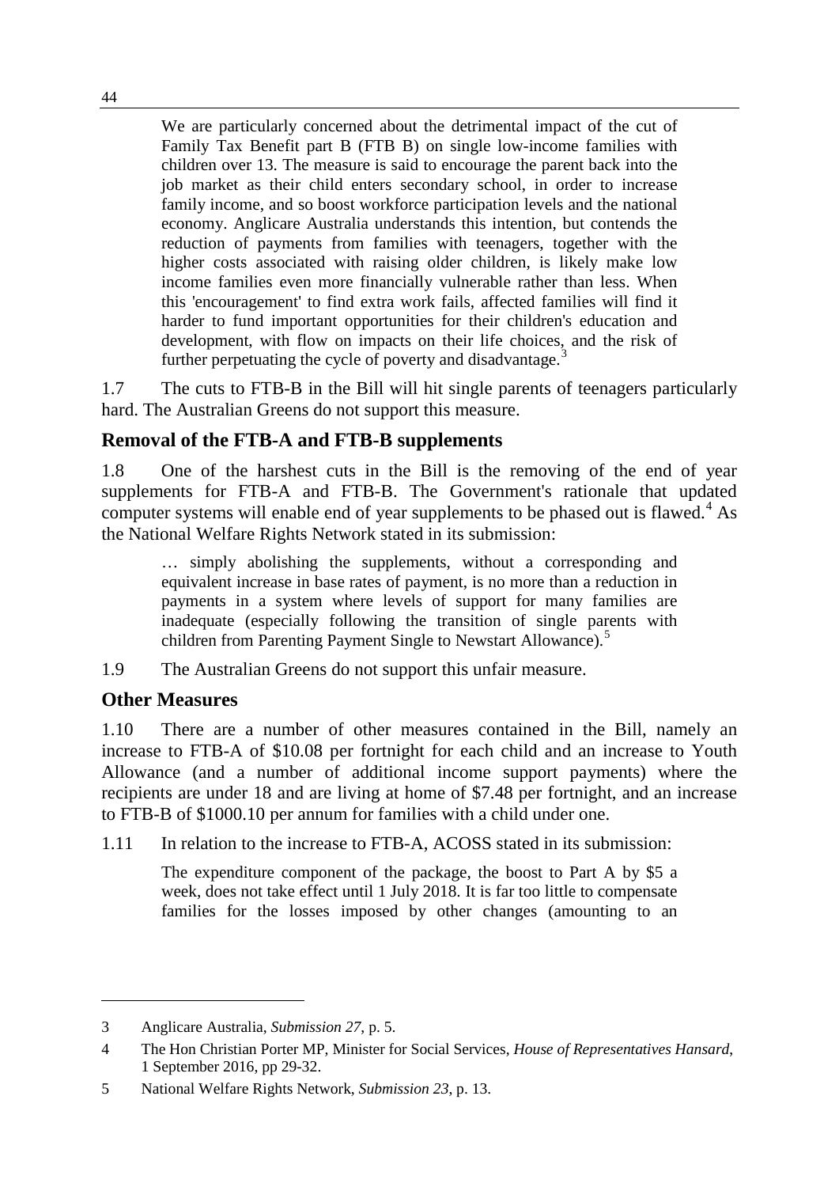> We are particularly concerned about the detrimental impact of the cut of Family Tax Benefit part B (FTB B) on single low-income families with children over 13. The measure is said to encourage the parent back into the job market as their child enters secondary school, in order to increase family income, and so boost workforce participation levels and the national economy. Anglicare Australia understands this intention, but contends the reduction of payments from families with teenagers, together with the higher costs associated with raising older children, is likely make low income families even more financially vulnerable rather than less. When this 'encouragement' to find extra work fails, affected families will find it harder to fund important opportunities for their children's education and development, with flow on impacts on their life choices, and the risk of further perpetuating the cycle of poverty and disadvantage.[3]

1.7 The cuts to FTB-B in the Bill will hit single parents of teenagers particularly hard. The Australian Greens do not support this measure.

## Removal of the FTB-A and FTB-B supplements

1.8 One of the harshest cuts in the Bill is the removing of the end of year supplements for FTB-A and FTB-B. The Government's rationale that updated computer systems will enable end of year supplements to be phased out is flawed.[4] As the National Welfare Rights Network stated in its submission:

> … simply abolishing the supplements, without a corresponding and equivalent increase in base rates of payment, is no more than a reduction in payments in a system where levels of support for many families are inadequate (especially following the transition of single parents with children from Parenting Payment Single to Newstart Allowance).[5]

1.9 The Australian Greens do not support this unfair measure.

## Other Measures

1.10 There are a number of other measures contained in the Bill, namely an increase to FTB-A of $10.08 per fortnight for each child and an increase to Youth Allowance (and a number of additional income support payments) where the recipients are under 18 and are living at home of $7.48 per fortnight, and an increase to FTB-B of $1000.10 per annum for families with a child under one.

1.11 In relation to the increase to FTB-A, ACOSS stated in its submission:

> The expenditure component of the package, the boost to Part A by $5 a week, does not take effect until 1 July 2018. It is far too little to compensate families for the losses imposed by other changes (amounting to an

---

3 Anglicare Australia, *Submission 27*, p. 5.

4 The Hon Christian Porter MP, Minister for Social Services, *House of Representatives Hansard*, 1 September 2016, pp 29-32.

5 National Welfare Rights Network, *Submission 23*, p. 13.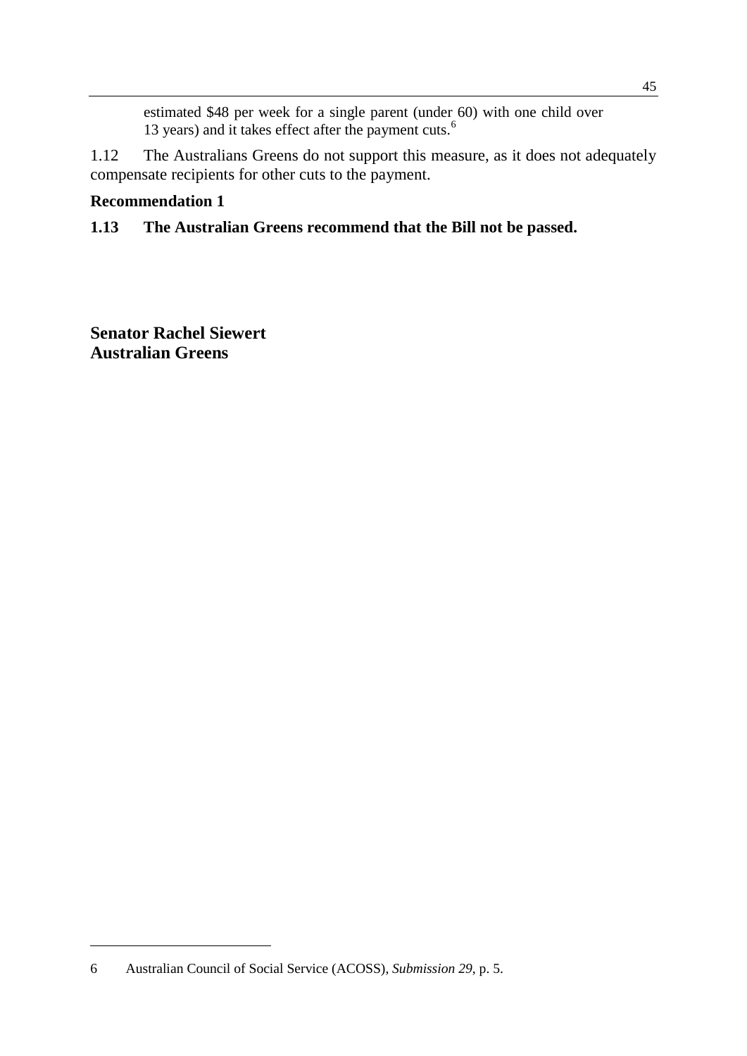estimated $48 per week for a single parent (under 60) with one child over 13 years) and it takes effect after the payment cuts.[6]

1.12 The Australians Greens do not support this measure, as it does not adequately compensate recipients for other cuts to the payment.

**Recommendation 1**

**1.13 The Australian Greens recommend that the Bill not be passed.**

**Senator Rachel Siewert**
**Australian Greens**

6 Australian Council of Social Service (ACOSS), *Submission 29*, p. 5.